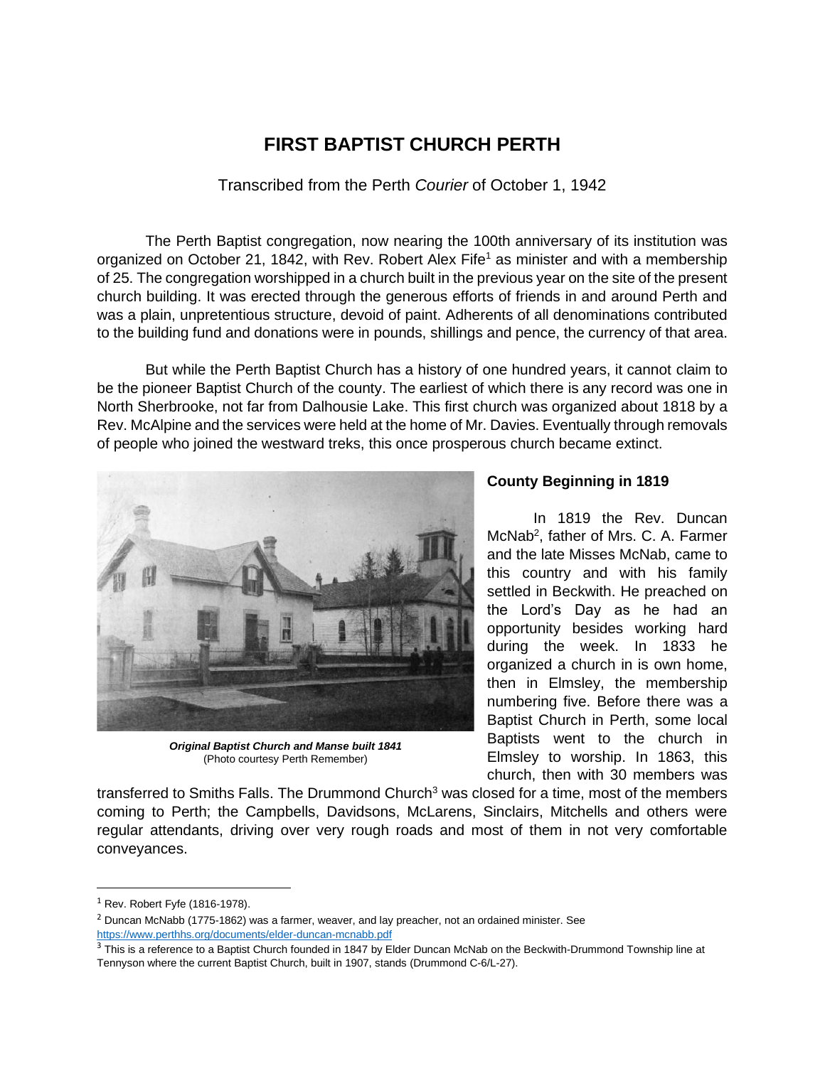# FIRST BAPTIST CHURCH PERTH

Transcribed from the Perth *Courier* of October 1, 1942

The Perth Baptist congregation, now nearing the 100th anniversary of its institution was organized on October 21, 1842, with Rev. Robert Alex Fife[1] as minister and with a membership of 25. The congregation worshipped in a church built in the previous year on the site of the present church building. It was erected through the generous efforts of friends in and around Perth and was a plain, unpretentious structure, devoid of paint. Adherents of all denominations contributed to the building fund and donations were in pounds, shillings and pence, the currency of that area.

But while the Perth Baptist Church has a history of one hundred years, it cannot claim to be the pioneer Baptist Church of the county. The earliest of which there is any record was one in North Sherbrooke, not far from Dalhousie Lake. This first church was organized about 1818 by a Rev. McAlpine and the services were held at the home of Mr. Davies. Eventually through removals of people who joined the westward treks, this once prosperous church became extinct.

***Original Baptist Church and Manse built 1841***
(Photo courtesy Perth Remember)

### County Beginning in 1819

In 1819 the Rev. Duncan McNab[2], father of Mrs. C. A. Farmer and the late Misses McNab, came to this country and with his family settled in Beckwith. He preached on the Lord's Day as he had an opportunity besides working hard during the week. In 1833 he organized a church in is own home, then in Elmsley, the membership numbering five. Before there was a Baptist Church in Perth, some local Baptists went to the church in Elmsley to worship. In 1863, this church, then with 30 members was transferred to Smiths Falls. The Drummond Church[3] was closed for a time, most of the members coming to Perth; the Campbells, Davidsons, McLarens, Sinclairs, Mitchells and others were regular attendants, driving over very rough roads and most of them in not very comfortable conveyances.

---

[1] Rev. Robert Fyfe (1816-1978).

[2] Duncan McNabb (1775-1862) was a farmer, weaver, and lay preacher, not an ordained minister. See https://www.perthhs.org/documents/elder-duncan-mcnabb.pdf

[3] This is a reference to a Baptist Church founded in 1847 by Elder Duncan McNab on the Beckwith-Drummond Township line at Tennyson where the current Baptist Church, built in 1907, stands (Drummond C-6/L-27).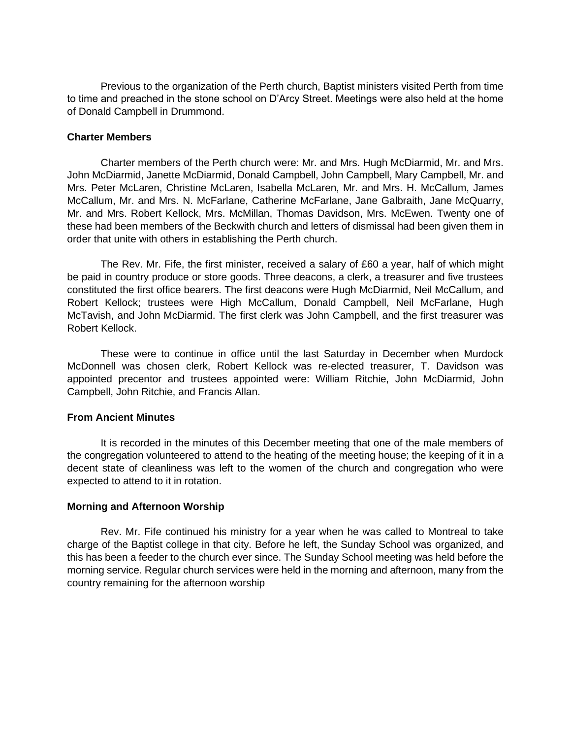Previous to the organization of the Perth church, Baptist ministers visited Perth from time to time and preached in the stone school on D'Arcy Street. Meetings were also held at the home of Donald Campbell in Drummond.

**Charter Members**

Charter members of the Perth church were: Mr. and Mrs. Hugh McDiarmid, Mr. and Mrs. John McDiarmid, Janette McDiarmid, Donald Campbell, John Campbell, Mary Campbell, Mr. and Mrs. Peter McLaren, Christine McLaren, Isabella McLaren, Mr. and Mrs. H. McCallum, James McCallum, Mr. and Mrs. N. McFarlane, Catherine McFarlane, Jane Galbraith, Jane McQuarry, Mr. and Mrs. Robert Kellock, Mrs. McMillan, Thomas Davidson, Mrs. McEwen. Twenty one of these had been members of the Beckwith church and letters of dismissal had been given them in order that unite with others in establishing the Perth church.

The Rev. Mr. Fife, the first minister, received a salary of £60 a year, half of which might be paid in country produce or store goods. Three deacons, a clerk, a treasurer and five trustees constituted the first office bearers. The first deacons were Hugh McDiarmid, Neil McCallum, and Robert Kellock; trustees were High McCallum, Donald Campbell, Neil McFarlane, Hugh McTavish, and John McDiarmid. The first clerk was John Campbell, and the first treasurer was Robert Kellock.

These were to continue in office until the last Saturday in December when Murdock McDonnell was chosen clerk, Robert Kellock was re-elected treasurer, T. Davidson was appointed precentor and trustees appointed were: William Ritchie, John McDiarmid, John Campbell, John Ritchie, and Francis Allan.

**From Ancient Minutes**

It is recorded in the minutes of this December meeting that one of the male members of the congregation volunteered to attend to the heating of the meeting house; the keeping of it in a decent state of cleanliness was left to the women of the church and congregation who were expected to attend to it in rotation.

**Morning and Afternoon Worship**

Rev. Mr. Fife continued his ministry for a year when he was called to Montreal to take charge of the Baptist college in that city. Before he left, the Sunday School was organized, and this has been a feeder to the church ever since. The Sunday School meeting was held before the morning service. Regular church services were held in the morning and afternoon, many from the country remaining for the afternoon worship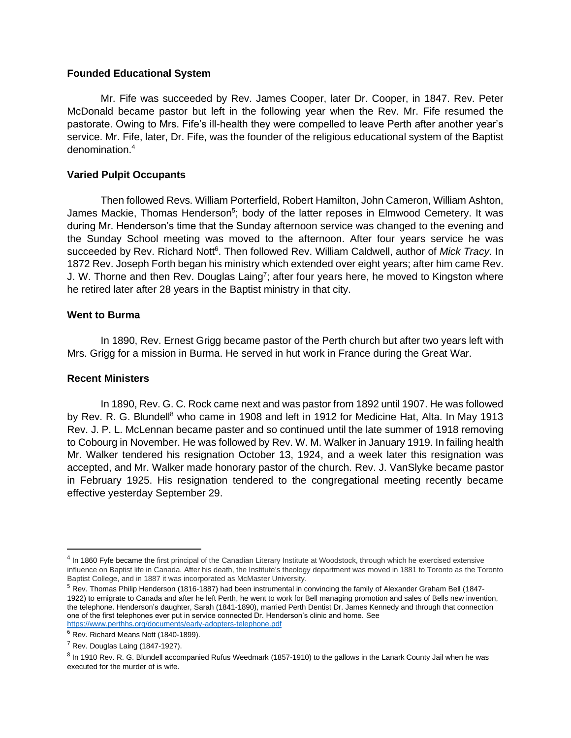**Founded Educational System**

Mr. Fife was succeeded by Rev. James Cooper, later Dr. Cooper, in 1847. Rev. Peter McDonald became pastor but left in the following year when the Rev. Mr. Fife resumed the pastorate. Owing to Mrs. Fife's ill-health they were compelled to leave Perth after another year's service. Mr. Fife, later, Dr. Fife, was the founder of the religious educational system of the Baptist denomination.[4]

**Varied Pulpit Occupants**

Then followed Revs. William Porterfield, Robert Hamilton, John Cameron, William Ashton, James Mackie, Thomas Henderson[5]; body of the latter reposes in Elmwood Cemetery. It was during Mr. Henderson's time that the Sunday afternoon service was changed to the evening and the Sunday School meeting was moved to the afternoon. After four years service he was succeeded by Rev. Richard Nott[6]. Then followed Rev. William Caldwell, author of *Mick Tracy*. In 1872 Rev. Joseph Forth began his ministry which extended over eight years; after him came Rev. J. W. Thorne and then Rev. Douglas Laing[7]; after four years here, he moved to Kingston where he retired later after 28 years in the Baptist ministry in that city.

**Went to Burma**

In 1890, Rev. Ernest Grigg became pastor of the Perth church but after two years left with Mrs. Grigg for a mission in Burma. He served in hut work in France during the Great War.

**Recent Ministers**

In 1890, Rev. G. C. Rock came next and was pastor from 1892 until 1907. He was followed by Rev. R. G. Blundell[8] who came in 1908 and left in 1912 for Medicine Hat, Alta. In May 1913 Rev. J. P. L. McLennan became paster and so continued until the late summer of 1918 removing to Cobourg in November. He was followed by Rev. W. M. Walker in January 1919. In failing health Mr. Walker tendered his resignation October 13, 1924, and a week later this resignation was accepted, and Mr. Walker made honorary pastor of the church. Rev. J. VanSlyke became pastor in February 1925. His resignation tendered to the congregational meeting recently became effective yesterday September 29.

---

[4] In 1860 Fyfe became the first principal of the Canadian Literary Institute at Woodstock, through which he exercised extensive influence on Baptist life in Canada. After his death, the Institute's theology department was moved in 1881 to Toronto as the Toronto Baptist College, and in 1887 it was incorporated as McMaster University.

[5] Rev. Thomas Philip Henderson (1816-1887) had been instrumental in convincing the family of Alexander Graham Bell (1847-1922) to emigrate to Canada and after he left Perth, he went to work for Bell managing promotion and sales of Bells new invention, the telephone. Henderson's daughter, Sarah (1841-1890), married Perth Dentist Dr. James Kennedy and through that connection one of the first telephones ever put in service connected Dr. Henderson's clinic and home. See https://www.perthhs.org/documents/early-adopters-telephone.pdf

[6] Rev. Richard Means Nott (1840-1899).

[7] Rev. Douglas Laing (1847-1927).

[8] In 1910 Rev. R. G. Blundell accompanied Rufus Weedmark (1857-1910) to the gallows in the Lanark County Jail when he was executed for the murder of is wife.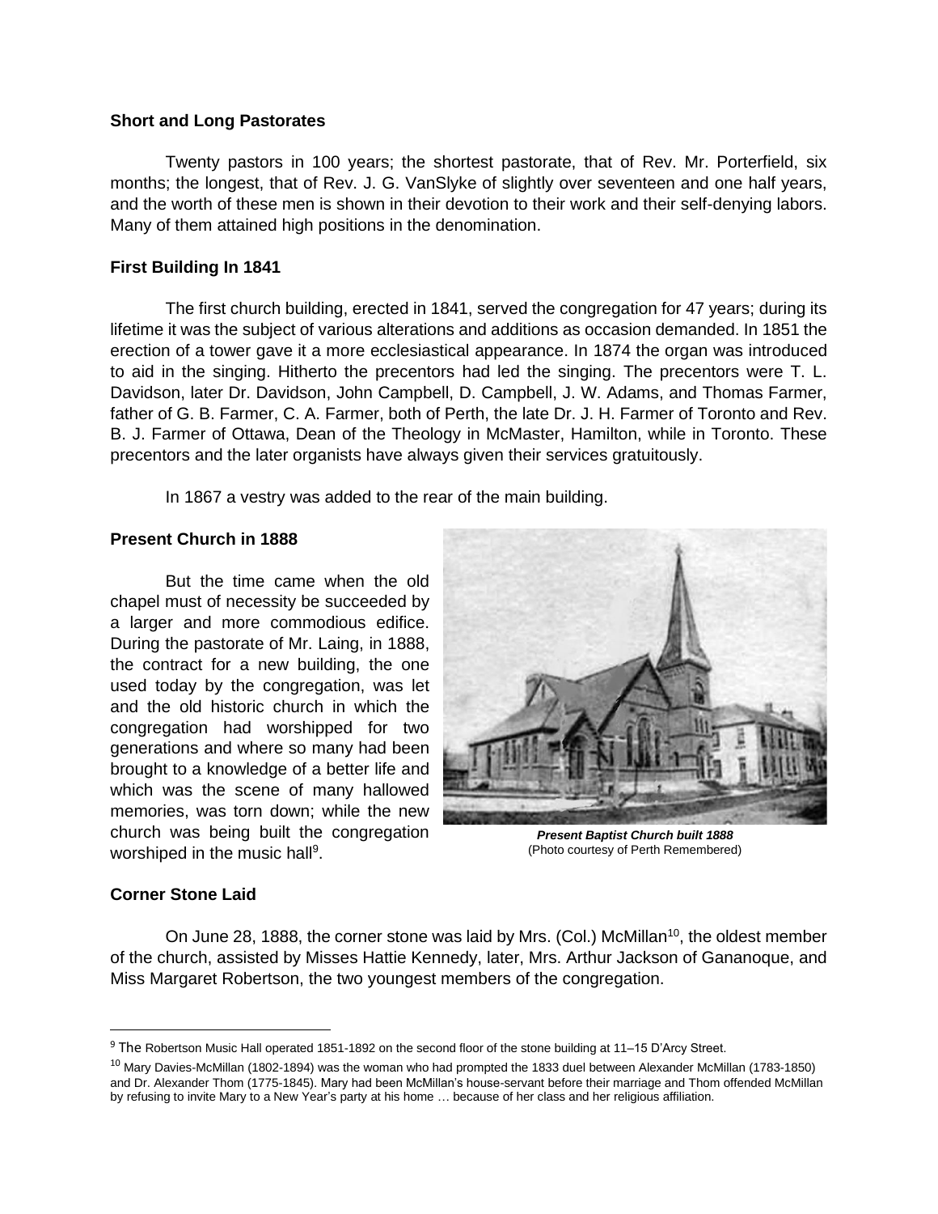**Short and Long Pastorates**

Twenty pastors in 100 years; the shortest pastorate, that of Rev. Mr. Porterfield, six months; the longest, that of Rev. J. G. VanSlyke of slightly over seventeen and one half years, and the worth of these men is shown in their devotion to their work and their self-denying labors. Many of them attained high positions in the denomination.

**First Building In 1841**

The first church building, erected in 1841, served the congregation for 47 years; during its lifetime it was the subject of various alterations and additions as occasion demanded. In 1851 the erection of a tower gave it a more ecclesiastical appearance. In 1874 the organ was introduced to aid in the singing. Hitherto the precentors had led the singing. The precentors were T. L. Davidson, later Dr. Davidson, John Campbell, D. Campbell, J. W. Adams, and Thomas Farmer, father of G. B. Farmer, C. A. Farmer, both of Perth, the late Dr. J. H. Farmer of Toronto and Rev. B. J. Farmer of Ottawa, Dean of the Theology in McMaster, Hamilton, while in Toronto. These precentors and the later organists have always given their services gratuitously.

In 1867 a vestry was added to the rear of the main building.

**Present Church in 1888**

But the time came when the old chapel must of necessity be succeeded by a larger and more commodious edifice. During the pastorate of Mr. Laing, in 1888, the contract for a new building, the one used today by the congregation, was let and the old historic church in which the congregation had worshipped for two generations and where so many had been brought to a knowledge of a better life and which was the scene of many hallowed memories, was torn down; while the new church was being built the congregation worshiped in the music hall[9].

***Present Baptist Church built 1888***
(Photo courtesy of Perth Remembered)

**Corner Stone Laid**

On June 28, 1888, the corner stone was laid by Mrs. (Col.) McMillan[10], the oldest member of the church, assisted by Misses Hattie Kennedy, later, Mrs. Arthur Jackson of Gananoque, and Miss Margaret Robertson, the two youngest members of the congregation.

---

[9] The Robertson Music Hall operated 1851-1892 on the second floor of the stone building at 11–15 D'Arcy Street.

[10] Mary Davies-McMillan (1802-1894) was the woman who had prompted the 1833 duel between Alexander McMillan (1783-1850) and Dr. Alexander Thom (1775-1845). Mary had been McMillan's house-servant before their marriage and Thom offended McMillan by refusing to invite Mary to a New Year's party at his home … because of her class and her religious affiliation.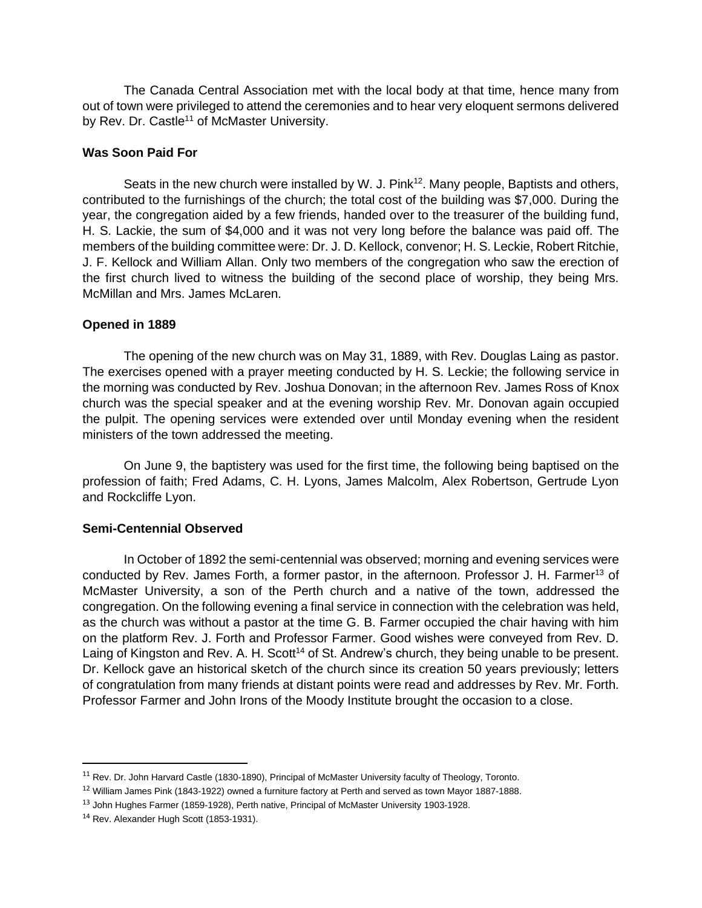The Canada Central Association met with the local body at that time, hence many from out of town were privileged to attend the ceremonies and to hear very eloquent sermons delivered by Rev. Dr. Castle[11] of McMaster University.

**Was Soon Paid For**

Seats in the new church were installed by W. J. Pink[12]. Many people, Baptists and others, contributed to the furnishings of the church; the total cost of the building was $7,000. During the year, the congregation aided by a few friends, handed over to the treasurer of the building fund, H. S. Lackie, the sum of $4,000 and it was not very long before the balance was paid off. The members of the building committee were: Dr. J. D. Kellock, convenor; H. S. Leckie, Robert Ritchie, J. F. Kellock and William Allan. Only two members of the congregation who saw the erection of the first church lived to witness the building of the second place of worship, they being Mrs. McMillan and Mrs. James McLaren.

**Opened in 1889**

The opening of the new church was on May 31, 1889, with Rev. Douglas Laing as pastor. The exercises opened with a prayer meeting conducted by H. S. Leckie; the following service in the morning was conducted by Rev. Joshua Donovan; in the afternoon Rev. James Ross of Knox church was the special speaker and at the evening worship Rev. Mr. Donovan again occupied the pulpit. The opening services were extended over until Monday evening when the resident ministers of the town addressed the meeting.

On June 9, the baptistery was used for the first time, the following being baptised on the profession of faith; Fred Adams, C. H. Lyons, James Malcolm, Alex Robertson, Gertrude Lyon and Rockcliffe Lyon.

**Semi-Centennial Observed**

In October of 1892 the semi-centennial was observed; morning and evening services were conducted by Rev. James Forth, a former pastor, in the afternoon. Professor J. H. Farmer[13] of McMaster University, a son of the Perth church and a native of the town, addressed the congregation. On the following evening a final service in connection with the celebration was held, as the church was without a pastor at the time G. B. Farmer occupied the chair having with him on the platform Rev. J. Forth and Professor Farmer. Good wishes were conveyed from Rev. D. Laing of Kingston and Rev. A. H. Scott[14] of St. Andrew's church, they being unable to be present. Dr. Kellock gave an historical sketch of the church since its creation 50 years previously; letters of congratulation from many friends at distant points were read and addresses by Rev. Mr. Forth. Professor Farmer and John Irons of the Moody Institute brought the occasion to a close.

---

[11] Rev. Dr. John Harvard Castle (1830-1890), Principal of McMaster University faculty of Theology, Toronto.

[12] William James Pink (1843-1922) owned a furniture factory at Perth and served as town Mayor 1887-1888.

[13] John Hughes Farmer (1859-1928), Perth native, Principal of McMaster University 1903-1928.

[14] Rev. Alexander Hugh Scott (1853-1931).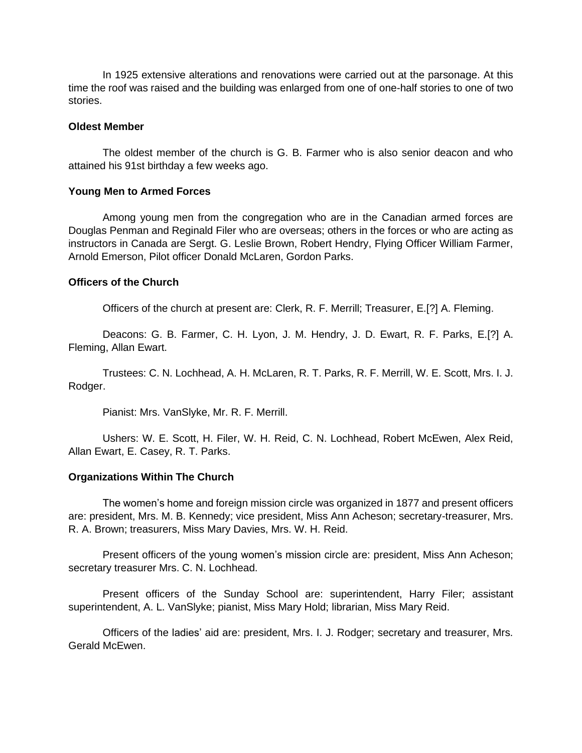In 1925 extensive alterations and renovations were carried out at the parsonage. At this time the roof was raised and the building was enlarged from one of one-half stories to one of two stories.

**Oldest Member**

The oldest member of the church is G. B. Farmer who is also senior deacon and who attained his 91st birthday a few weeks ago.

**Young Men to Armed Forces**

Among young men from the congregation who are in the Canadian armed forces are Douglas Penman and Reginald Filer who are overseas; others in the forces or who are acting as instructors in Canada are Sergt. G. Leslie Brown, Robert Hendry, Flying Officer William Farmer, Arnold Emerson, Pilot officer Donald McLaren, Gordon Parks.

**Officers of the Church**

Officers of the church at present are: Clerk, R. F. Merrill; Treasurer, E.[?] A. Fleming.

Deacons: G. B. Farmer, C. H. Lyon, J. M. Hendry, J. D. Ewart, R. F. Parks, E.[?] A. Fleming, Allan Ewart.

Trustees: C. N. Lochhead, A. H. McLaren, R. T. Parks, R. F. Merrill, W. E. Scott, Mrs. I. J. Rodger.

Pianist: Mrs. VanSlyke, Mr. R. F. Merrill.

Ushers: W. E. Scott, H. Filer, W. H. Reid, C. N. Lochhead, Robert McEwen, Alex Reid, Allan Ewart, E. Casey, R. T. Parks.

**Organizations Within The Church**

The women's home and foreign mission circle was organized in 1877 and present officers are: president, Mrs. M. B. Kennedy; vice president, Miss Ann Acheson; secretary-treasurer, Mrs. R. A. Brown; treasurers, Miss Mary Davies, Mrs. W. H. Reid.

Present officers of the young women's mission circle are: president, Miss Ann Acheson; secretary treasurer Mrs. C. N. Lochhead.

Present officers of the Sunday School are: superintendent, Harry Filer; assistant superintendent, A. L. VanSlyke; pianist, Miss Mary Hold; librarian, Miss Mary Reid.

Officers of the ladies' aid are: president, Mrs. I. J. Rodger; secretary and treasurer, Mrs. Gerald McEwen.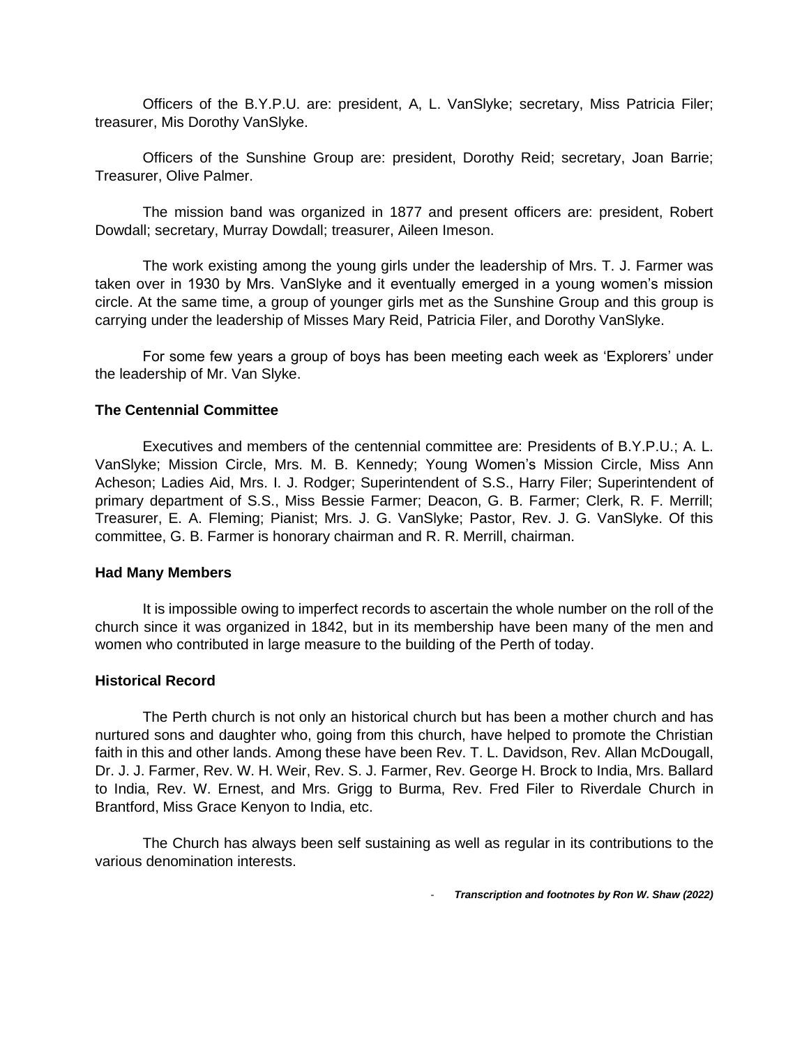Officers of the B.Y.P.U. are: president, A, L. VanSlyke; secretary, Miss Patricia Filer; treasurer, Mis Dorothy VanSlyke.

Officers of the Sunshine Group are: president, Dorothy Reid; secretary, Joan Barrie; Treasurer, Olive Palmer.

The mission band was organized in 1877 and present officers are: president, Robert Dowdall; secretary, Murray Dowdall; treasurer, Aileen Imeson.

The work existing among the young girls under the leadership of Mrs. T. J. Farmer was taken over in 1930 by Mrs. VanSlyke and it eventually emerged in a young women's mission circle. At the same time, a group of younger girls met as the Sunshine Group and this group is carrying under the leadership of Misses Mary Reid, Patricia Filer, and Dorothy VanSlyke.

For some few years a group of boys has been meeting each week as 'Explorers' under the leadership of Mr. Van Slyke.

**The Centennial Committee**

Executives and members of the centennial committee are: Presidents of B.Y.P.U.; A. L. VanSlyke; Mission Circle, Mrs. M. B. Kennedy; Young Women's Mission Circle, Miss Ann Acheson; Ladies Aid, Mrs. I. J. Rodger; Superintendent of S.S., Harry Filer; Superintendent of primary department of S.S., Miss Bessie Farmer; Deacon, G. B. Farmer; Clerk, R. F. Merrill; Treasurer, E. A. Fleming; Pianist; Mrs. J. G. VanSlyke; Pastor, Rev. J. G. VanSlyke. Of this committee, G. B. Farmer is honorary chairman and R. R. Merrill, chairman.

**Had Many Members**

It is impossible owing to imperfect records to ascertain the whole number on the roll of the church since it was organized in 1842, but in its membership have been many of the men and women who contributed in large measure to the building of the Perth of today.

**Historical Record**

The Perth church is not only an historical church but has been a mother church and has nurtured sons and daughter who, going from this church, have helped to promote the Christian faith in this and other lands. Among these have been Rev. T. L. Davidson, Rev. Allan McDougall, Dr. J. J. Farmer, Rev. W. H. Weir, Rev. S. J. Farmer, Rev. George H. Brock to India, Mrs. Ballard to India, Rev. W. Ernest, and Mrs. Grigg to Burma, Rev. Fred Filer to Riverdale Church in Brantford, Miss Grace Kenyon to India, etc.

The Church has always been self sustaining as well as regular in its contributions to the various denomination interests.

- ***Transcription and footnotes by Ron W. Shaw (2022)***